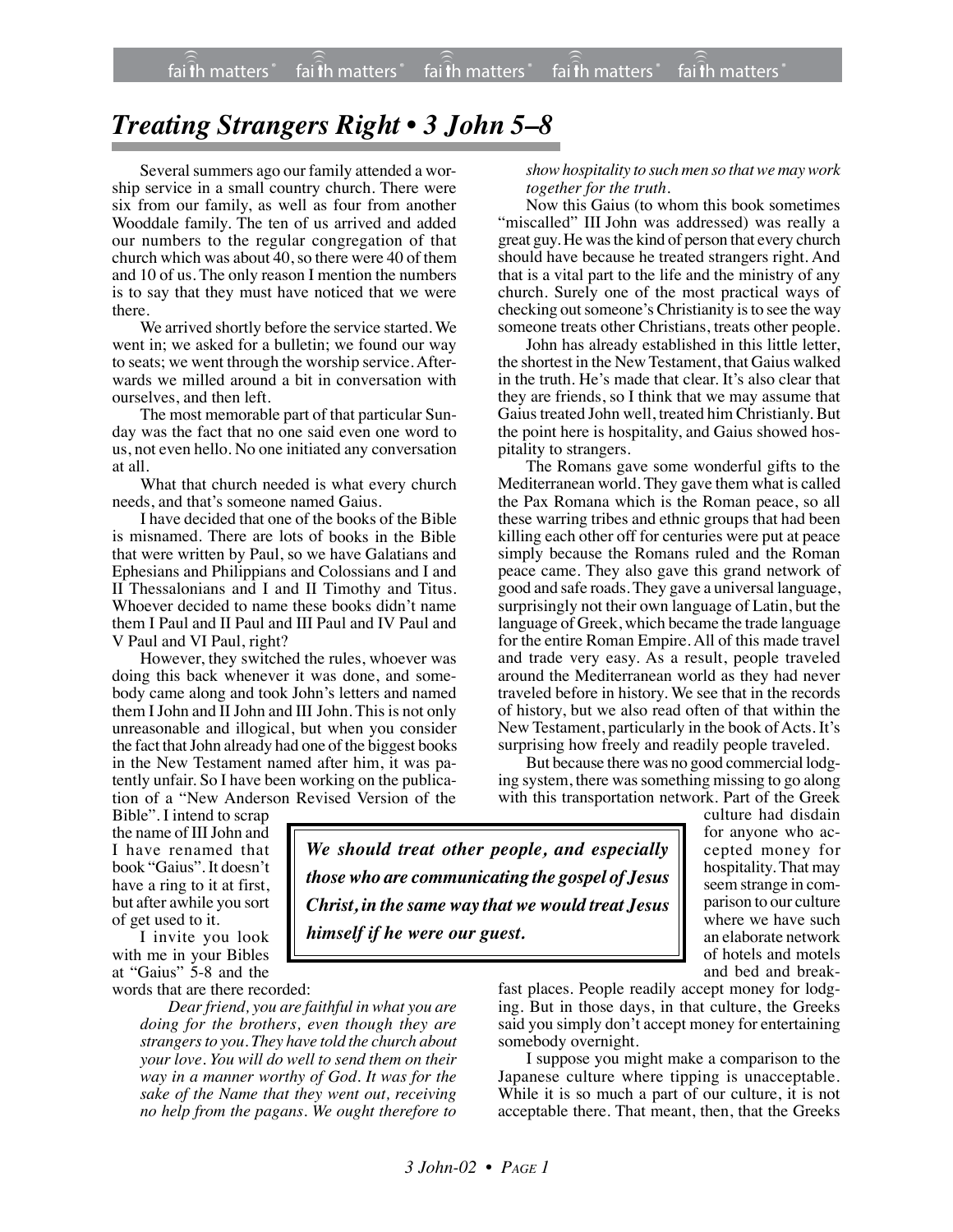# *Treating Strangers Right • 3 John 5–8*

Several summers ago our family attended a worship service in a small country church. There were six from our family, as well as four from another Wooddale family. The ten of us arrived and added our numbers to the regular congregation of that church which was about 40, so there were 40 of them and 10 of us. The only reason I mention the numbers is to say that they must have noticed that we were there.

We arrived shortly before the service started. We went in; we asked for a bulletin; we found our way to seats; we went through the worship service. Afterwards we milled around a bit in conversation with ourselves, and then left.

The most memorable part of that particular Sunday was the fact that no one said even one word to us, not even hello. No one initiated any conversation at all.

What that church needed is what every church needs, and that's someone named Gaius.

I have decided that one of the books of the Bible is misnamed. There are lots of books in the Bible that were written by Paul, so we have Galatians and Ephesians and Philippians and Colossians and I and II Thessalonians and I and II Timothy and Titus. Whoever decided to name these books didn't name them I Paul and II Paul and III Paul and IV Paul and V Paul and VI Paul, right?

However, they switched the rules, whoever was doing this back whenever it was done, and somebody came along and took John's letters and named them I John and II John and III John. This is not only unreasonable and illogical, but when you consider the fact that John already had one of the biggest books in the New Testament named after him, it was patently unfair. So I have been working on the publication of a "New Anderson Revised Version of the Bible". I intend to scrap the name of III John and I have renamed that book "Gaius". It doesn't have a ring to it at first, but after awhile you sort of get used to it.

I invite you look with me in your Bibles at "Gaius" 5-8 and the words that are there recorded:

> *Dear friend, you are faithful in what you are doing for the brothers, even though they are strangers to you. They have told the church about your love. You will do well to send them on their way in a manner worthy of God. It was for the sake of the Name that they went out, receiving no help from the pagans. We ought therefore to show hospitality to such men so that we may work together for the truth.*

Now this Gaius (to whom this book sometimes "miscalled" III John was addressed) was really a great guy. He was the kind of person that every church should have because he treated strangers right. And that is a vital part to the life and the ministry of any church. Surely one of the most practical ways of checking out someone's Christianity is to see the way someone treats other Christians, treats other people.

John has already established in this little letter, the shortest in the New Testament, that Gaius walked in the truth. He's made that clear. It's also clear that they are friends, so I think that we may assume that Gaius treated John well, treated him Christianly. But the point here is hospitality, and Gaius showed hospitality to strangers.

The Romans gave some wonderful gifts to the Mediterranean world. They gave them what is called the Pax Romana which is the Roman peace, so all these warring tribes and ethnic groups that had been killing each other off for centuries were put at peace simply because the Romans ruled and the Roman peace came. They also gave this grand network of good and safe roads. They gave a universal language, surprisingly not their own language of Latin, but the language of Greek, which became the trade language for the entire Roman Empire. All of this made travel and trade very easy. As a result, people traveled around the Mediterranean world as they had never traveled before in history. We see that in the records of history, but we also read often of that within the New Testament, particularly in the book of Acts. It's surprising how freely and readily people traveled.

But because there was no good commercial lodging system, there was something missing to go along with this transportation network. Part of the Greek culture had disdain for anyone who accepted money for hospitality. That may seem strange in comparison to our culture where we have such an elaborate network of hotels and motels and bed and breakfast places. People readily accept money for lodging. But in those days, in that culture, the Greeks said you simply don't accept money for entertaining somebody overnight.

> ***We should treat other people, and especially those who are communicating the gospel of Jesus Christ, in the same way that we would treat Jesus himself if he were our guest.***

I suppose you might make a comparison to the Japanese culture where tipping is unacceptable. While it is so much a part of our culture, it is not acceptable there. That meant, then, that the Greeks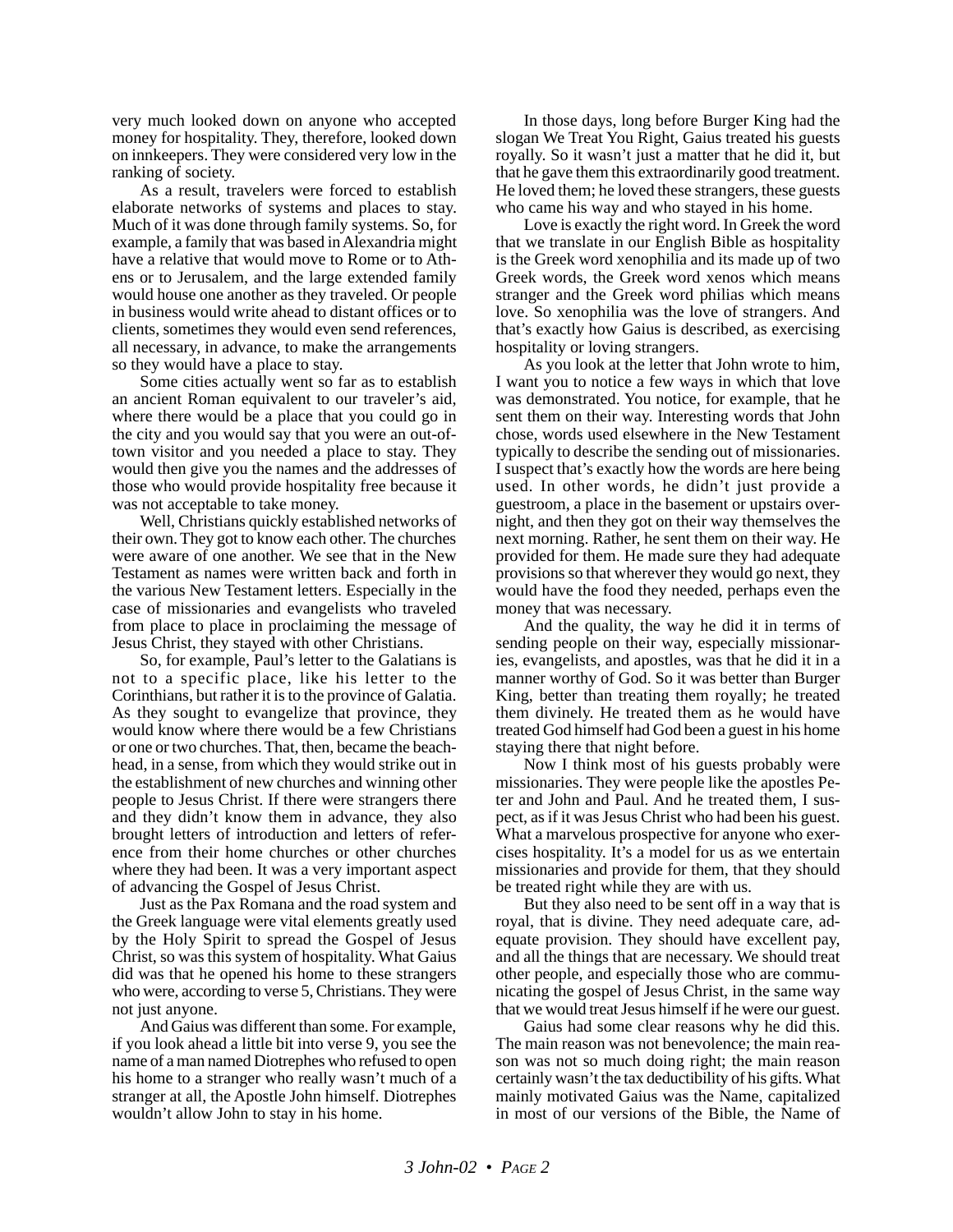very much looked down on anyone who accepted money for hospitality. They, therefore, looked down on innkeepers. They were considered very low in the ranking of society.

As a result, travelers were forced to establish elaborate networks of systems and places to stay. Much of it was done through family systems. So, for example, a family that was based in Alexandria might have a relative that would move to Rome or to Athens or to Jerusalem, and the large extended family would house one another as they traveled. Or people in business would write ahead to distant offices or to clients, sometimes they would even send references, all necessary, in advance, to make the arrangements so they would have a place to stay.

Some cities actually went so far as to establish an ancient Roman equivalent to our traveler's aid, where there would be a place that you could go in the city and you would say that you were an out-of-town visitor and you needed a place to stay. They would then give you the names and the addresses of those who would provide hospitality free because it was not acceptable to take money.

Well, Christians quickly established networks of their own. They got to know each other. The churches were aware of one another. We see that in the New Testament as names were written back and forth in the various New Testament letters. Especially in the case of missionaries and evangelists who traveled from place to place in proclaiming the message of Jesus Christ, they stayed with other Christians.

So, for example, Paul's letter to the Galatians is not to a specific place, like his letter to the Corinthians, but rather it is to the province of Galatia. As they sought to evangelize that province, they would know where there would be a few Christians or one or two churches. That, then, became the beachhead, in a sense, from which they would strike out in the establishment of new churches and winning other people to Jesus Christ. If there were strangers there and they didn't know them in advance, they also brought letters of introduction and letters of reference from their home churches or other churches where they had been. It was a very important aspect of advancing the Gospel of Jesus Christ.

Just as the Pax Romana and the road system and the Greek language were vital elements greatly used by the Holy Spirit to spread the Gospel of Jesus Christ, so was this system of hospitality. What Gaius did was that he opened his home to these strangers who were, according to verse 5, Christians. They were not just anyone.

And Gaius was different than some. For example, if you look ahead a little bit into verse 9, you see the name of a man named Diotrephes who refused to open his home to a stranger who really wasn't much of a stranger at all, the Apostle John himself. Diotrephes wouldn't allow John to stay in his home.

In those days, long before Burger King had the slogan We Treat You Right, Gaius treated his guests royally. So it wasn't just a matter that he did it, but that he gave them this extraordinarily good treatment. He loved them; he loved these strangers, these guests who came his way and who stayed in his home.

Love is exactly the right word. In Greek the word that we translate in our English Bible as hospitality is the Greek word xenophilia and its made up of two Greek words, the Greek word xenos which means stranger and the Greek word philias which means love. So xenophilia was the love of strangers. And that's exactly how Gaius is described, as exercising hospitality or loving strangers.

As you look at the letter that John wrote to him, I want you to notice a few ways in which that love was demonstrated. You notice, for example, that he sent them on their way. Interesting words that John chose, words used elsewhere in the New Testament typically to describe the sending out of missionaries. I suspect that's exactly how the words are here being used. In other words, he didn't just provide a guestroom, a place in the basement or upstairs overnight, and then they got on their way themselves the next morning. Rather, he sent them on their way. He provided for them. He made sure they had adequate provisions so that wherever they would go next, they would have the food they needed, perhaps even the money that was necessary.

And the quality, the way he did it in terms of sending people on their way, especially missionaries, evangelists, and apostles, was that he did it in a manner worthy of God. So it was better than Burger King, better than treating them royally; he treated them divinely. He treated them as he would have treated God himself had God been a guest in his home staying there that night before.

Now I think most of his guests probably were missionaries. They were people like the apostles Peter and John and Paul. And he treated them, I suspect, as if it was Jesus Christ who had been his guest. What a marvelous prospective for anyone who exercises hospitality. It's a model for us as we entertain missionaries and provide for them, that they should be treated right while they are with us.

But they also need to be sent off in a way that is royal, that is divine. They need adequate care, adequate provision. They should have excellent pay, and all the things that are necessary. We should treat other people, and especially those who are communicating the gospel of Jesus Christ, in the same way that we would treat Jesus himself if he were our guest.

Gaius had some clear reasons why he did this. The main reason was not benevolence; the main reason was not so much doing right; the main reason certainly wasn't the tax deductibility of his gifts. What mainly motivated Gaius was the Name, capitalized in most of our versions of the Bible, the Name of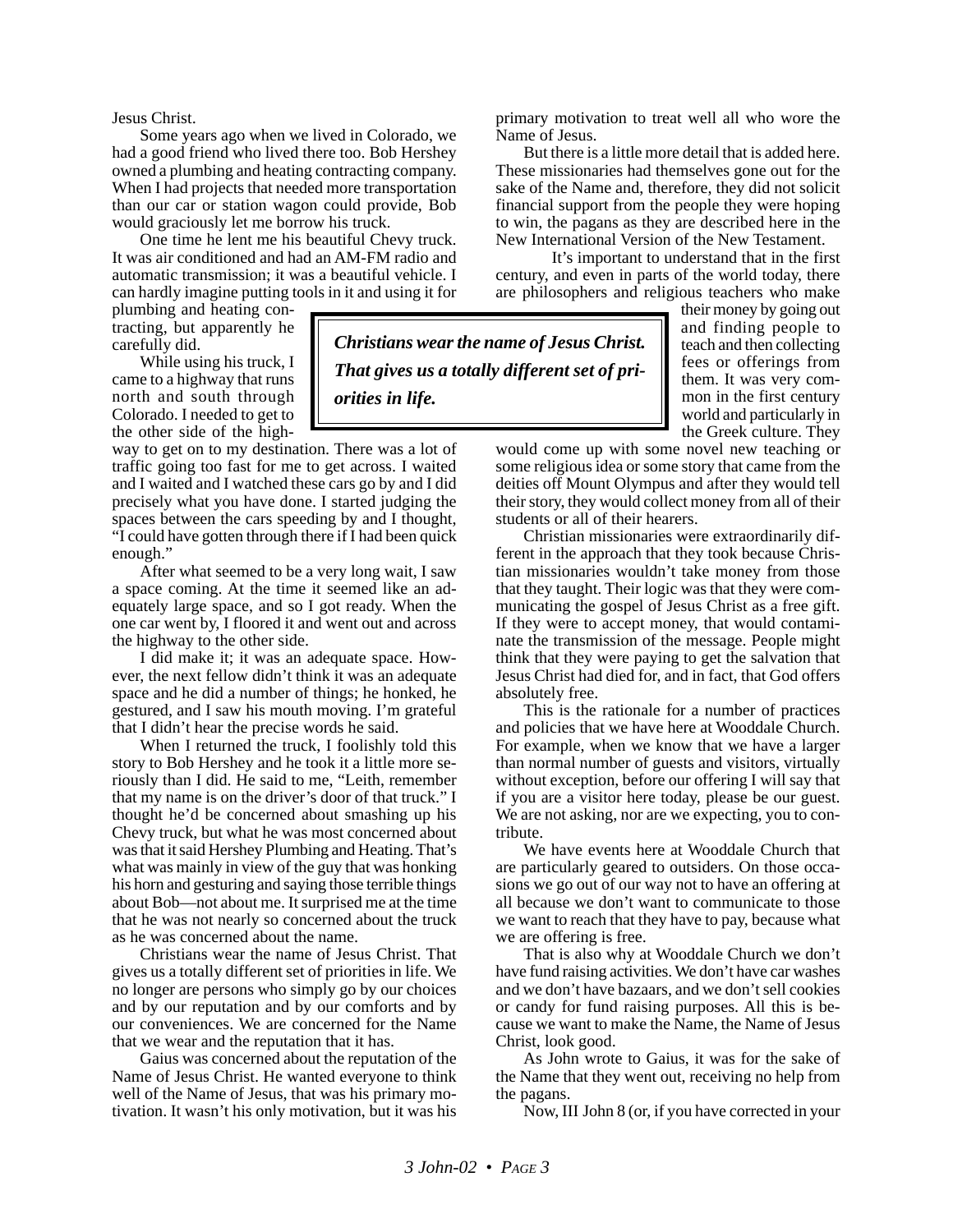Jesus Christ.

Some years ago when we lived in Colorado, we had a good friend who lived there too. Bob Hershey owned a plumbing and heating contracting company. When I had projects that needed more transportation than our car or station wagon could provide, Bob would graciously let me borrow his truck.

One time he lent me his beautiful Chevy truck. It was air conditioned and had an AM-FM radio and automatic transmission; it was a beautiful vehicle. I can hardly imagine putting tools in it and using it for plumbing and heating contracting, but apparently he carefully did.

While using his truck, I came to a highway that runs north and south through Colorado. I needed to get to the other side of the highway to get on to my destination. There was a lot of traffic going too fast for me to get across. I waited and I waited and I watched these cars go by and I did precisely what you have done. I started judging the spaces between the cars speeding by and I thought, "I could have gotten through there if I had been quick enough."

After what seemed to be a very long wait, I saw a space coming. At the time it seemed like an adequately large space, and so I got ready. When the one car went by, I floored it and went out and across the highway to the other side.

I did make it; it was an adequate space. However, the next fellow didn't think it was an adequate space and he did a number of things; he honked, he gestured, and I saw his mouth moving. I'm grateful that I didn't hear the precise words he said.

When I returned the truck, I foolishly told this story to Bob Hershey and he took it a little more seriously than I did. He said to me, "Leith, remember that my name is on the driver's door of that truck." I thought he'd be concerned about smashing up his Chevy truck, but what he was most concerned about was that it said Hershey Plumbing and Heating. That's what was mainly in view of the guy that was honking his horn and gesturing and saying those terrible things about Bob—not about me. It surprised me at the time that he was not nearly so concerned about the truck as he was concerned about the name.

Christians wear the name of Jesus Christ. That gives us a totally different set of priorities in life. We no longer are persons who simply go by our choices and by our reputation and by our comforts and by our conveniences. We are concerned for the Name that we wear and the reputation that it has.

Gaius was concerned about the reputation of the Name of Jesus Christ. He wanted everyone to think well of the Name of Jesus, that was his primary motivation. It wasn't his only motivation, but it was his primary motivation to treat well all who wore the Name of Jesus.

But there is a little more detail that is added here. These missionaries had themselves gone out for the sake of the Name and, therefore, they did not solicit financial support from the people they were hoping to win, the pagans as they are described here in the New International Version of the New Testament.

It's important to understand that in the first century, and even in parts of the world today, there are philosophers and religious teachers who make their money by going out and finding people to teach and then collecting fees or offerings from them. It was very common in the first century world and particularly in the Greek culture. They would come up with some novel new teaching or some religious idea or some story that came from the deities off Mount Olympus and after they would tell their story, they would collect money from all of their students or all of their hearers.

Christian missionaries were extraordinarily different in the approach that they took because Christian missionaries wouldn't take money from those that they taught. Their logic was that they were communicating the gospel of Jesus Christ as a free gift. If they were to accept money, that would contaminate the transmission of the message. People might think that they were paying to get the salvation that Jesus Christ had died for, and in fact, that God offers absolutely free.

This is the rationale for a number of practices and policies that we have here at Wooddale Church. For example, when we know that we have a larger than normal number of guests and visitors, virtually without exception, before our offering I will say that if you are a visitor here today, please be our guest. We are not asking, nor are we expecting, you to contribute.

We have events here at Wooddale Church that are particularly geared to outsiders. On those occasions we go out of our way not to have an offering at all because we don't want to communicate to those we want to reach that they have to pay, because what we are offering is free.

That is also why at Wooddale Church we don't have fund raising activities. We don't have car washes and we don't have bazaars, and we don't sell cookies or candy for fund raising purposes. All this is because we want to make the Name, the Name of Jesus Christ, look good.

As John wrote to Gaius, it was for the sake of the Name that they went out, receiving no help from the pagans.

Now, III John 8 (or, if you have corrected in your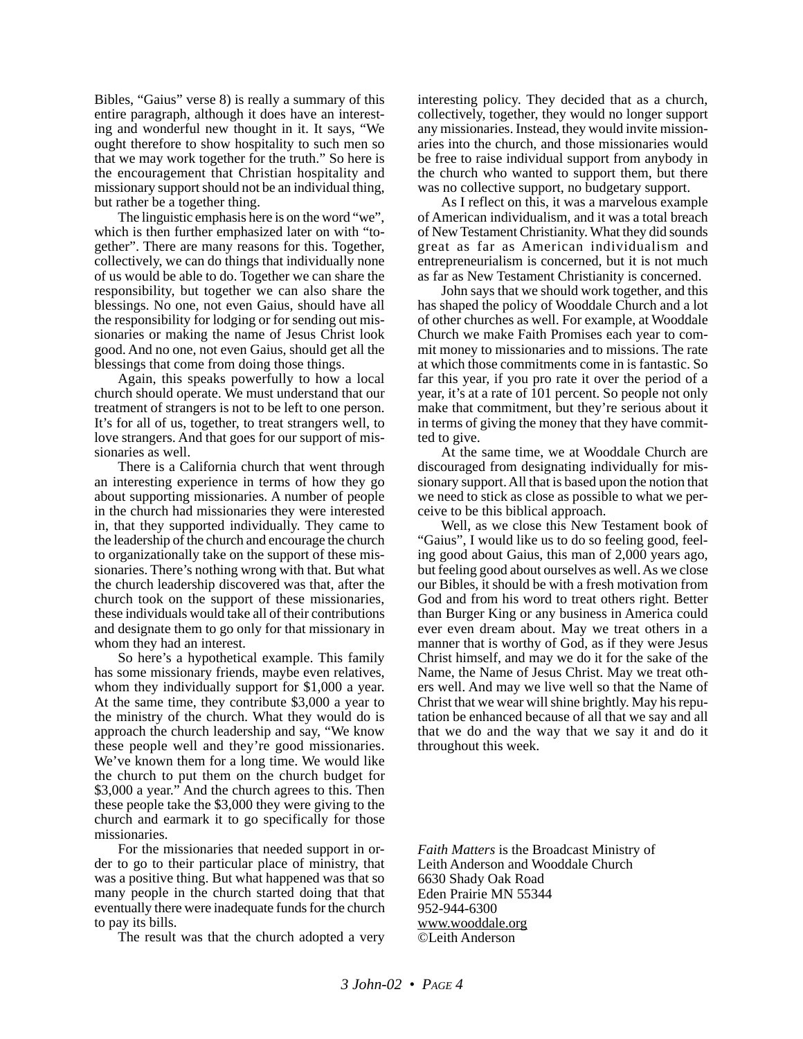Bibles, "Gaius" verse 8) is really a summary of this entire paragraph, although it does have an interesting and wonderful new thought in it. It says, "We ought therefore to show hospitality to such men so that we may work together for the truth." So here is the encouragement that Christian hospitality and missionary support should not be an individual thing, but rather be a together thing.

The linguistic emphasis here is on the word "we", which is then further emphasized later on with "together". There are many reasons for this. Together, collectively, we can do things that individually none of us would be able to do. Together we can share the responsibility, but together we can also share the blessings. No one, not even Gaius, should have all the responsibility for lodging or for sending out missionaries or making the name of Jesus Christ look good. And no one, not even Gaius, should get all the blessings that come from doing those things.

Again, this speaks powerfully to how a local church should operate. We must understand that our treatment of strangers is not to be left to one person. It's for all of us, together, to treat strangers well, to love strangers. And that goes for our support of missionaries as well.

There is a California church that went through an interesting experience in terms of how they go about supporting missionaries. A number of people in the church had missionaries they were interested in, that they supported individually. They came to the leadership of the church and encourage the church to organizationally take on the support of these missionaries. There's nothing wrong with that. But what the church leadership discovered was that, after the church took on the support of these missionaries, these individuals would take all of their contributions and designate them to go only for that missionary in whom they had an interest.

So here's a hypothetical example. This family has some missionary friends, maybe even relatives, whom they individually support for $1,000 a year. At the same time, they contribute $3,000 a year to the ministry of the church. What they would do is approach the church leadership and say, "We know these people well and they're good missionaries. We've known them for a long time. We would like the church to put them on the church budget for $3,000 a year." And the church agrees to this. Then these people take the $3,000 they were giving to the church and earmark it to go specifically for those missionaries.

For the missionaries that needed support in order to go to their particular place of ministry, that was a positive thing. But what happened was that so many people in the church started doing that that eventually there were inadequate funds for the church to pay its bills.

The result was that the church adopted a very interesting policy. They decided that as a church, collectively, together, they would no longer support any missionaries. Instead, they would invite missionaries into the church, and those missionaries would be free to raise individual support from anybody in the church who wanted to support them, but there was no collective support, no budgetary support.

As I reflect on this, it was a marvelous example of American individualism, and it was a total breach of New Testament Christianity. What they did sounds great as far as American individualism and entrepreneurialism is concerned, but it is not much as far as New Testament Christianity is concerned.

John says that we should work together, and this has shaped the policy of Wooddale Church and a lot of other churches as well. For example, at Wooddale Church we make Faith Promises each year to commit money to missionaries and to missions. The rate at which those commitments come in is fantastic. So far this year, if you pro rate it over the period of a year, it's at a rate of 101 percent. So people not only make that commitment, but they're serious about it in terms of giving the money that they have committed to give.

At the same time, we at Wooddale Church are discouraged from designating individually for missionary support. All that is based upon the notion that we need to stick as close as possible to what we perceive to be this biblical approach.

Well, as we close this New Testament book of "Gaius", I would like us to do so feeling good, feeling good about Gaius, this man of 2,000 years ago, but feeling good about ourselves as well. As we close our Bibles, it should be with a fresh motivation from God and from his word to treat others right. Better than Burger King or any business in America could ever even dream about. May we treat others in a manner that is worthy of God, as if they were Jesus Christ himself, and may we do it for the sake of the Name, the Name of Jesus Christ. May we treat others well. And may we live well so that the Name of Christ that we wear will shine brightly. May his reputation be enhanced because of all that we say and all that we do and the way that we say it and do it throughout this week.

*Faith Matters* is the Broadcast Ministry of
Leith Anderson and Wooddale Church
6630 Shady Oak Road
Eden Prairie MN 55344
952-944-6300
www.wooddale.org
©Leith Anderson